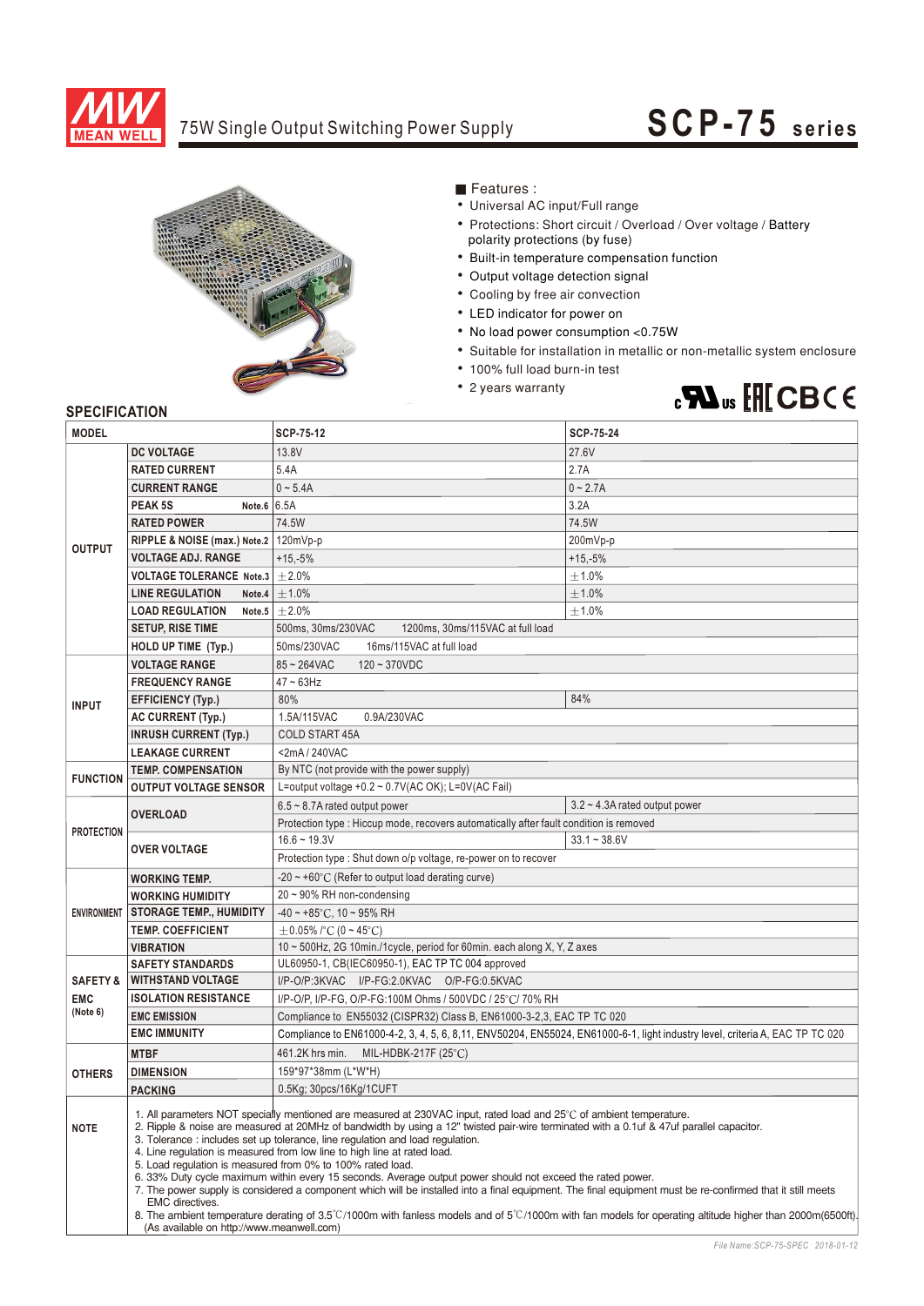# 75W Single Output Switching Power Supply

# SCP-75 series

■ Features :

- Universal AC input/Full range
- Protections: Short circuit / Overload / Over voltage / Battery polarity protections (by fuse)
- Built-in temperature compensation function
- Output voltage detection signal
- Cooling by free air convection
- LED indicator for power on
- No load power consumption <0.75W
- Suitable for installation in metallic or non-metallic system enclosure
- 100% full load burn-in test
- 2 years warranty

## SPECIFICATION

| MODEL | | SCP-75-12 | SCP-75-24 |
|---|---|---|---|
| OUTPUT | DC VOLTAGE | 13.8V | 27.6V |
| | RATED CURRENT | 5.4A | 2.7A |
| | CURRENT RANGE | 0 ~ 5.4A | 0 ~ 2.7A |
| | PEAK 5S Note.6 | 6.5A | 3.2A |
| | RATED POWER | 74.5W | 74.5W |
| | RIPPLE & NOISE (max.) Note.2 | 120mVp-p | 200mVp-p |
| | VOLTAGE ADJ. RANGE | +15,-5% | +15,-5% |
| | VOLTAGE TOLERANCE Note.3 | ±2.0% | ±1.0% |
| | LINE REGULATION Note.4 | ±1.0% | ±1.0% |
| | LOAD REGULATION Note.5 | ±2.0% | ±1.0% |
| | SETUP, RISE TIME | 500ms, 30ms/230VAC 1200ms, 30ms/115VAC at full load | |
| | HOLD UP TIME (Typ.) | 50ms/230VAC 16ms/115VAC at full load | |
| INPUT | VOLTAGE RANGE | 85 ~ 264VAC 120 ~ 370VDC | |
| | FREQUENCY RANGE | 47 ~ 63Hz | |
| | EFFICIENCY (Typ.) | 80% | 84% |
| | AC CURRENT (Typ.) | 1.5A/115VAC 0.9A/230VAC | |
| | INRUSH CURRENT (Typ.) | COLD START 45A | |
| | LEAKAGE CURRENT | <2mA / 240VAC | |
| FUNCTION | TEMP. COMPENSATION | By NTC (not provide with the power supply) | |
| | OUTPUT VOLTAGE SENSOR | L=output voltage +0.2 ~ 0.7V(AC OK); L=0V(AC Fail) | |
| PROTECTION | OVERLOAD | 6.5 ~ 8.7A rated output power | 3.2 ~ 4.3A rated output power |
| | | Protection type : Hiccup mode, recovers automatically after fault condition is removed | |
| | OVER VOLTAGE | 16.6 ~ 19.3V | 33.1 ~ 38.6V |
| | | Protection type : Shut down o/p voltage, re-power on to recover | |
| ENVIRONMENT | WORKING TEMP. | -20 ~ +60℃ (Refer to output load derating curve) | |
| | WORKING HUMIDITY | 20 ~ 90% RH non-condensing | |
| | STORAGE TEMP., HUMIDITY | -40 ~ +85℃, 10 ~ 95% RH | |
| | TEMP. COEFFICIENT | ±0.05% /℃ (0 ~ 45℃) | |
| | VIBRATION | 10 ~ 500Hz, 2G 10min./1cycle, period for 60min. each along X, Y, Z axes | |
| SAFETY & EMC (Note 6) | SAFETY STANDARDS | UL60950-1, CB(IEC60950-1), EAC TP TC 004 approved | |
| | WITHSTAND VOLTAGE | I/P-O/P:3KVAC I/P-FG:2.0KVAC O/P-FG:0.5KVAC | |
| | ISOLATION RESISTANCE | I/P-O/P, I/P-FG, O/P-FG:100M Ohms / 500VDC / 25℃/ 70% RH | |
| | EMC EMISSION | Compliance to EN55032 (CISPR32) Class B, EN61000-3-2,3, EAC TP TC 020 | |
| | EMC IMMUNITY | Compliance to EN61000-4-2, 3, 4, 5, 6, 8,11, ENV50204, EN55024, EN61000-6-1, light industry level, criteria A, EAC TP TC 020 | |
| OTHERS | MTBF | 461.2K hrs min. MIL-HDBK-217F (25℃) | |
| | DIMENSION | 159*97*38mm (L*W*H) | |
| | PACKING | 0.5Kg; 30pcs/16Kg/1CUFT | |

**NOTE**

1. All parameters NOT specially mentioned are measured at 230VAC input, rated load and 25℃ of ambient temperature.
2. Ripple & noise are measured at 20MHz of bandwidth by using a 12" twisted pair-wire terminated with a 0.1uf & 47uf parallel capacitor.
3. Tolerance : includes set up tolerance, line regulation and load regulation.
4. Line regulation is measured from low line to high line at rated load.
5. Load regulation is measured from 0% to 100% rated load.
6. 33% Duty cycle maximum within every 15 seconds. Average output power should not exceed the rated power.
7. The power supply is considered a component which will be installed into a final equipment. The final equipment must be re-confirmed that it still meets EMC directives.
8. The ambient temperature derating of 3.5℃/1000m with fanless models and of 5℃/1000m with fan models for operating altitude higher than 2000m(6500ft). (As available on http://www.meanwell.com)

File Name:SCP-75-SPEC 2018-01-12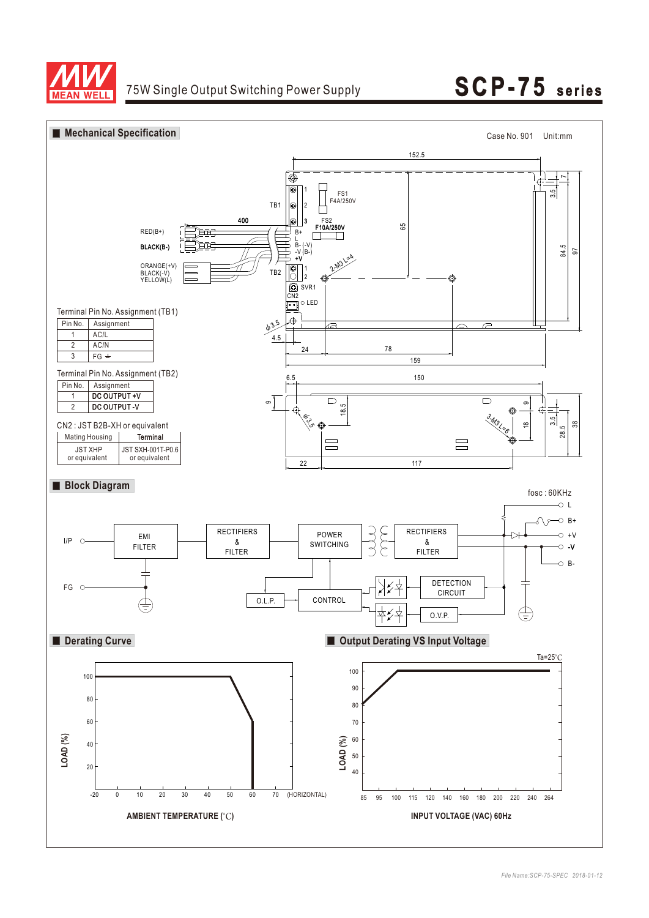# 75W Single Output Switching Power Supply

# SCP-75 series

## Mechanical Specification

Case No. 901 Unit:mm

Terminal Pin No. Assignment (TB1)

| Pin No. | Assignment |
|---|---|
| 1 | AC/L |
| 2 | AC/N |
| 3 | FG ⏚ |

Terminal Pin No. Assignment (TB2)

| Pin No. | Assignment |
|---|---|
| 1 | DC OUTPUT +V |
| 2 | DC OUTPUT -V |

CN2 : JST B2B-XH or equivalent

| Mating Housing | Terminal |
|---|---|
| JST XHP or equivalent | JST SXH-001T-P0.6 or equivalent |

## Block Diagram

fosc : 60KHz

## Derating Curve

AMBIENT TEMPERATURE (°C)

## Output Derating VS Input Voltage

Ta=25°C

INPUT VOLTAGE (VAC) 60Hz

*File Name:SCP-75-SPEC 2018-01-12*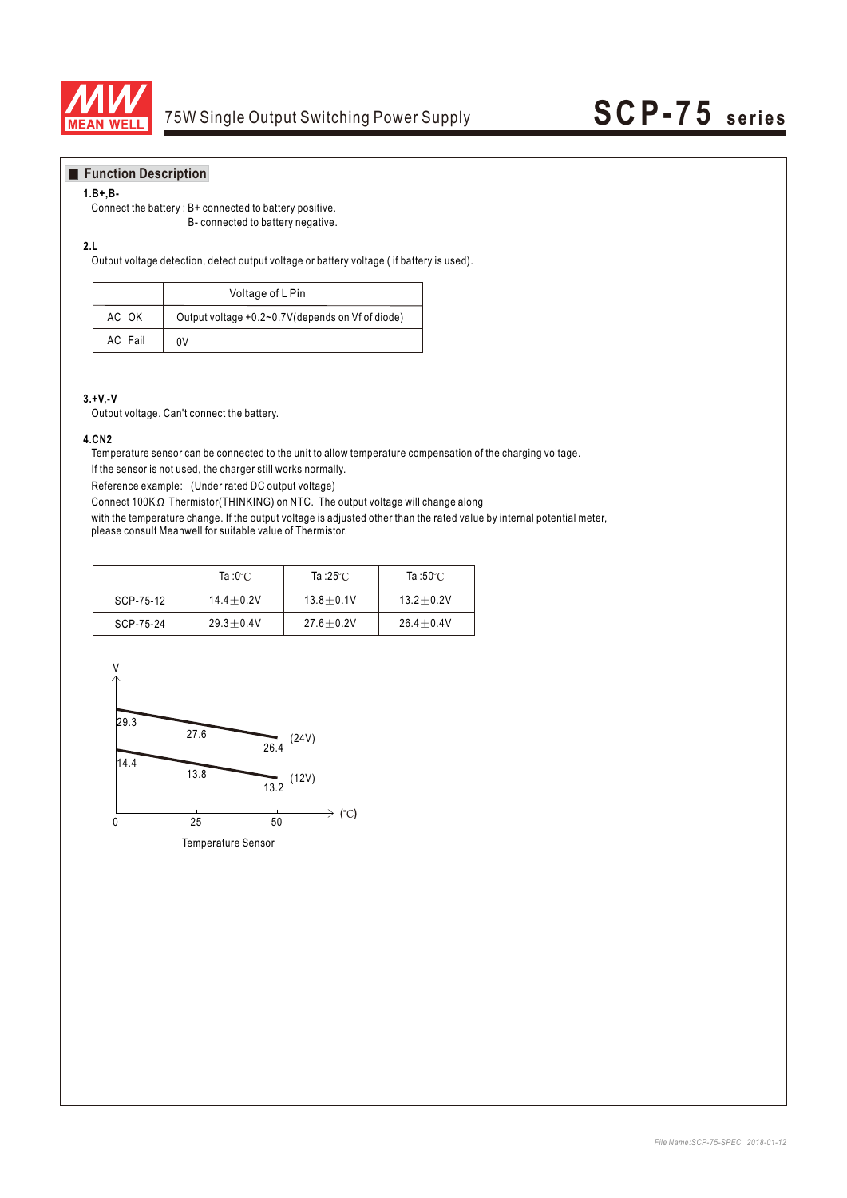## Function Description

**1.B+,B-**

Connect the battery : B+ connected to battery positive.
B- connected to battery negative.

**2.L**

Output voltage detection, detect output voltage or battery voltage ( if battery is used).

| | Voltage of L Pin |
|---|---|
| AC OK | Output voltage +0.2~0.7V(depends on Vf of diode) |
| AC Fail | 0V |

**3.+V,-V**

Output voltage. Can't connect the battery.

**4.CN2**

Temperature sensor can be connected to the unit to allow temperature compensation of the charging voltage.
If the sensor is not used, the charger still works normally.
Reference example: (Under rated DC output voltage)
Connect 100KΩ Thermistor(THINKING) on NTC. The output voltage will change along
with the temperature change. If the output voltage is adjusted other than the rated value by internal potential meter, please consult Meanwell for suitable value of Thermistor.

| | Ta :0℃ | Ta :25℃ | Ta :50℃ |
|---|---|---|---|
| SCP-75-12 | 14.4±0.2V | 13.8±0.1V | 13.2±0.2V |
| SCP-75-24 | 29.3±0.4V | 27.6±0.2V | 26.4±0.4V |

V
29.3
27.6
26.4
(24V)
14.4
13.8
13.2
(12V)
0
25
50
(℃)
Temperature Sensor